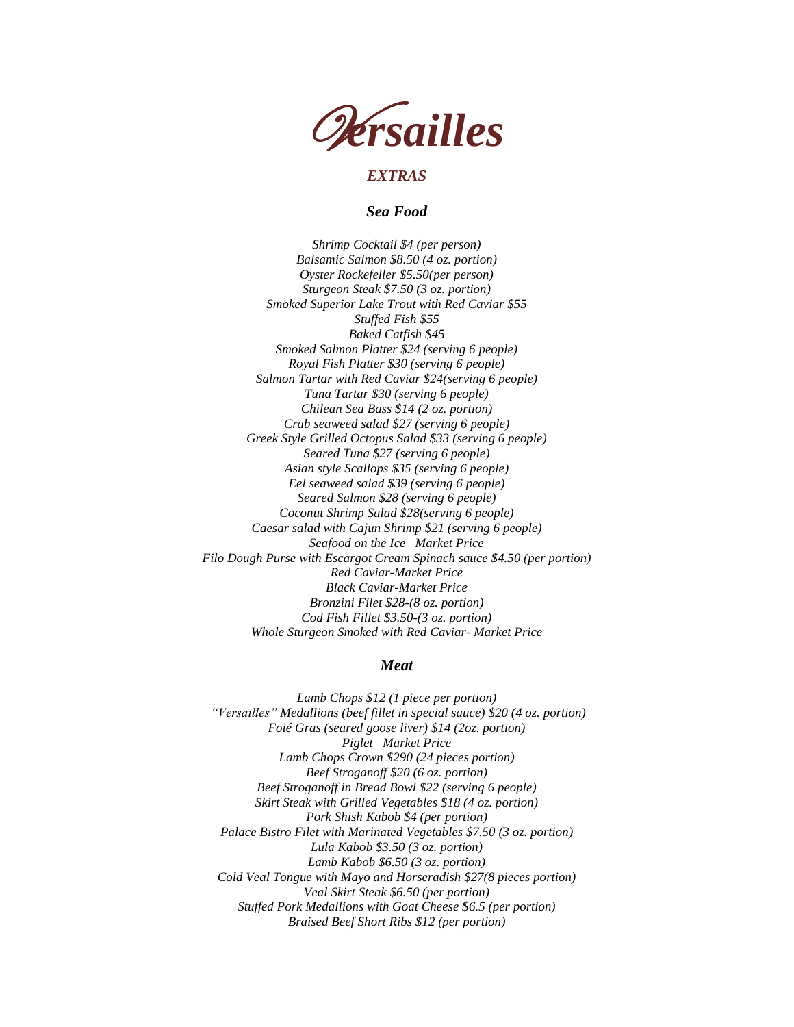# *Versailles*

## *EXTRAS*

### *Sea Food*

*Shrimp Cocktail $4 (per person)*
*Balsamic Salmon $8.50 (4 oz. portion)*
*Oyster Rockefeller $5.50(per person)*
*Sturgeon Steak $7.50 (3 oz. portion)*
*Smoked Superior Lake Trout with Red Caviar $55*
*Stuffed Fish $55*
*Baked Catfish $45*
*Smoked Salmon Platter $24 (serving 6 people)*
*Royal Fish Platter $30 (serving 6 people)*
*Salmon Tartar with Red Caviar $24(serving 6 people)*
*Tuna Tartar $30 (serving 6 people)*
*Chilean Sea Bass $14 (2 oz. portion)*
*Crab seaweed salad $27 (serving 6 people)*
*Greek Style Grilled Octopus Salad $33 (serving 6 people)*
*Seared Tuna $27 (serving 6 people)*
*Asian style Scallops $35 (serving 6 people)*
*Eel seaweed salad $39 (serving 6 people)*
*Seared Salmon $28 (serving 6 people)*
*Coconut Shrimp Salad $28(serving 6 people)*
*Caesar salad with Cajun Shrimp $21 (serving 6 people)*
*Seafood on the Ice –Market Price*
*Filo Dough Purse with Escargot Cream Spinach sauce $4.50 (per portion)*
*Red Caviar-Market Price*
*Black Caviar-Market Price*
*Bronzini Filet $28-(8 oz. portion)*
*Cod Fish Fillet $3.50-(3 oz. portion)*
*Whole Sturgeon Smoked with Red Caviar- Market Price*

### *Meat*

*Lamb Chops $12 (1 piece per portion)*
*"Versailles" Medallions (beef fillet in special sauce) $20 (4 oz. portion)*
*Foié Gras (seared goose liver) $14 (2oz. portion)*
*Piglet –Market Price*
*Lamb Chops Crown $290 (24 pieces portion)*
*Beef Stroganoff $20 (6 oz. portion)*
*Beef Stroganoff in Bread Bowl $22 (serving 6 people)*
*Skirt Steak with Grilled Vegetables $18 (4 oz. portion)*
*Pork Shish Kabob $4 (per portion)*
*Palace Bistro Filet with Marinated Vegetables $7.50 (3 oz. portion)*
*Lula Kabob $3.50 (3 oz. portion)*
*Lamb Kabob $6.50 (3 oz. portion)*
*Cold Veal Tongue with Mayo and Horseradish $27(8 pieces portion)*
*Veal Skirt Steak $6.50 (per portion)*
*Stuffed Pork Medallions with Goat Cheese $6.5 (per portion)*
*Braised Beef Short Ribs $12 (per portion)*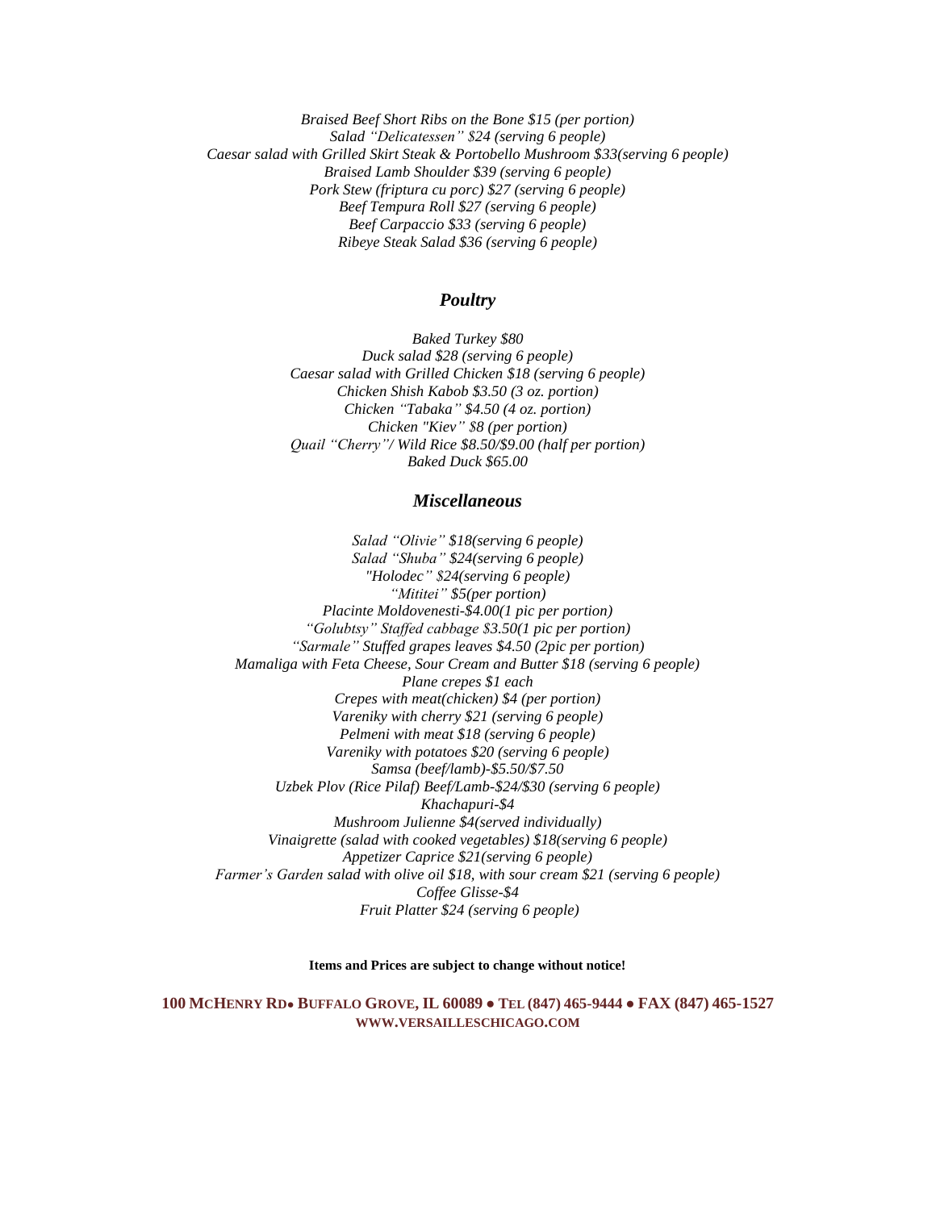*Braised Beef Short Ribs on the Bone $15 (per portion)*
*Salad "Delicatessen" $24 (serving 6 people)*
*Caesar salad with Grilled Skirt Steak & Portobello Mushroom $33(serving 6 people)*
*Braised Lamb Shoulder $39 (serving 6 people)*
*Pork Stew (friptura cu porc) $27 (serving 6 people)*
*Beef Tempura Roll $27 (serving 6 people)*
*Beef Carpaccio $33 (serving 6 people)*
*Ribeye Steak Salad $36 (serving 6 people)*

### *Poultry*

*Baked Turkey $80*
*Duck salad $28 (serving 6 people)*
*Caesar salad with Grilled Chicken $18 (serving 6 people)*
*Chicken Shish Kabob $3.50 (3 oz. portion)*
*Chicken "Tabaka" $4.50 (4 oz. portion)*
*Chicken "Kiev" $8 (per portion)*
*Quail "Cherry"/ Wild Rice $8.50/$9.00 (half per portion)*
*Baked Duck $65.00*

### *Miscellaneous*

*Salad "Olivie" $18(serving 6 people)*
*Salad "Shuba" $24(serving 6 people)*
*"Holodec" $24(serving 6 people)*
*"Mititei" $5(per portion)*
*Placinte Moldovenesti-$4.00(1 pic per portion)*
*"Golubtsy" Staffed cabbage $3.50(1 pic per portion)*
*"Sarmale" Stuffed grapes leaves $4.50 (2pic per portion)*
*Mamaliga with Feta Cheese, Sour Cream and Butter $18 (serving 6 people)*
*Plane crepes $1 each*
*Crepes with meat(chicken) $4 (per portion)*
*Vareniky with cherry $21 (serving 6 people)*
*Pelmeni with meat $18 (serving 6 people)*
*Vareniky with potatoes $20 (serving 6 people)*
*Samsa (beef/lamb)-$5.50/$7.50*
*Uzbek Plov (Rice Pilaf) Beef/Lamb-$24/$30 (serving 6 people)*
*Khachapuri-$4*
*Mushroom Julienne $4(served individually)*
*Vinaigrette (salad with cooked vegetables) $18(serving 6 people)*
*Appetizer Caprice $21(serving 6 people)*
*Farmer's Garden salad with olive oil $18, with sour cream $21 (serving 6 people)*
*Coffee Glisse-$4*
*Fruit Platter $24 (serving 6 people)*

**Items and Prices are subject to change without notice!**

**100 McHenry Rd• Buffalo Grove, IL 60089 • Tel (847) 465-9444 • FAX (847) 465-1527**
**WWW.VERSAILLESCHICAGO.COM**